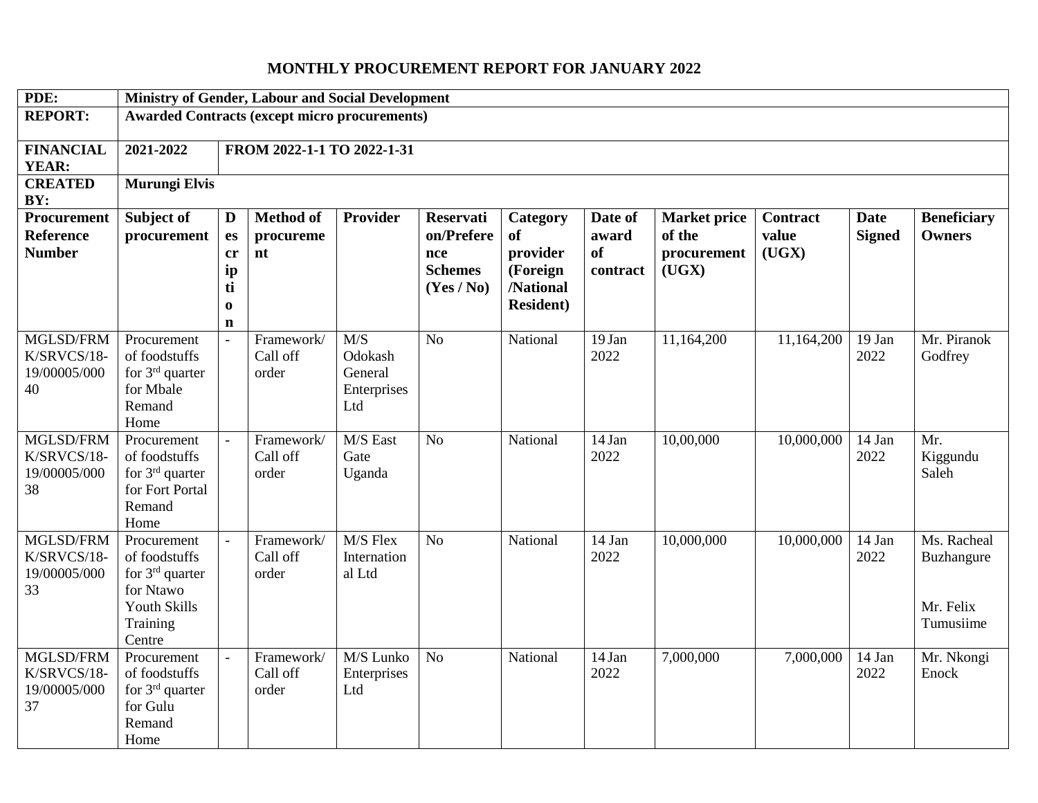# MONTHLY PROCUREMENT REPORT FOR JANUARY 2022

| **PDE:** | **Ministry of Gender, Labour and Social Development** | | | | | | | | | | |
|---|---|---|---|---|---|---|---|---|---|---|---|
| **REPORT:** | **Awarded Contracts (except micro procurements)** | | | | | | | | | | |
| **FINANCIAL YEAR:** | **2021-2022** | **FROM 2022-1-1 TO 2022-1-31** | | | | | | | | | |
| **CREATED BY:** | **Murungi Elvis** | | | | | | | | | | |
| **Procurement Reference Number** | **Subject of procurement** | **Description** | **Method of procurement** | **Provider** | **Reservation/Preference Schemes (Yes / No)** | **Category of provider (Foreign /National Resident)** | **Date of award of contract** | **Market price of the procurement (UGX)** | **Contract value (UGX)** | **Date Signed** | **Beneficiary Owners** |
| MGLSD/FRMK/SRVCS/18-19/00005/00040 | Procurement of foodstuffs for 3rd quarter for Mbale Remand Home | - | Framework/ Call off order | M/S Odokash General Enterprises Ltd | No | National | 19 Jan 2022 | 11,164,200 | 11,164,200 | 19 Jan 2022 | Mr. Piranok Godfrey |
| MGLSD/FRMK/SRVCS/18-19/00005/00038 | Procurement of foodstuffs for 3rd quarter for Fort Portal Remand Home | - | Framework/ Call off order | M/S East Gate Uganda | No | National | 14 Jan 2022 | 10,00,000 | 10,000,000 | 14 Jan 2022 | Mr. Kiggundu Saleh |
| MGLSD/FRMK/SRVCS/18-19/00005/00033 | Procurement of foodstuffs for 3rd quarter for Ntawo Youth Skills Training Centre | - | Framework/ Call off order | M/S Flex International Ltd | No | National | 14 Jan 2022 | 10,000,000 | 10,000,000 | 14 Jan 2022 | Ms. Racheal Buzhangure<br><br>Mr. Felix Tumusiime |
| MGLSD/FRMK/SRVCS/18-19/00005/00037 | Procurement of foodstuffs for 3rd quarter for Gulu Remand Home | - | Framework/ Call off order | M/S Lunko Enterprises Ltd | No | National | 14 Jan 2022 | 7,000,000 | 7,000,000 | 14 Jan 2022 | Mr. Nkongi Enock |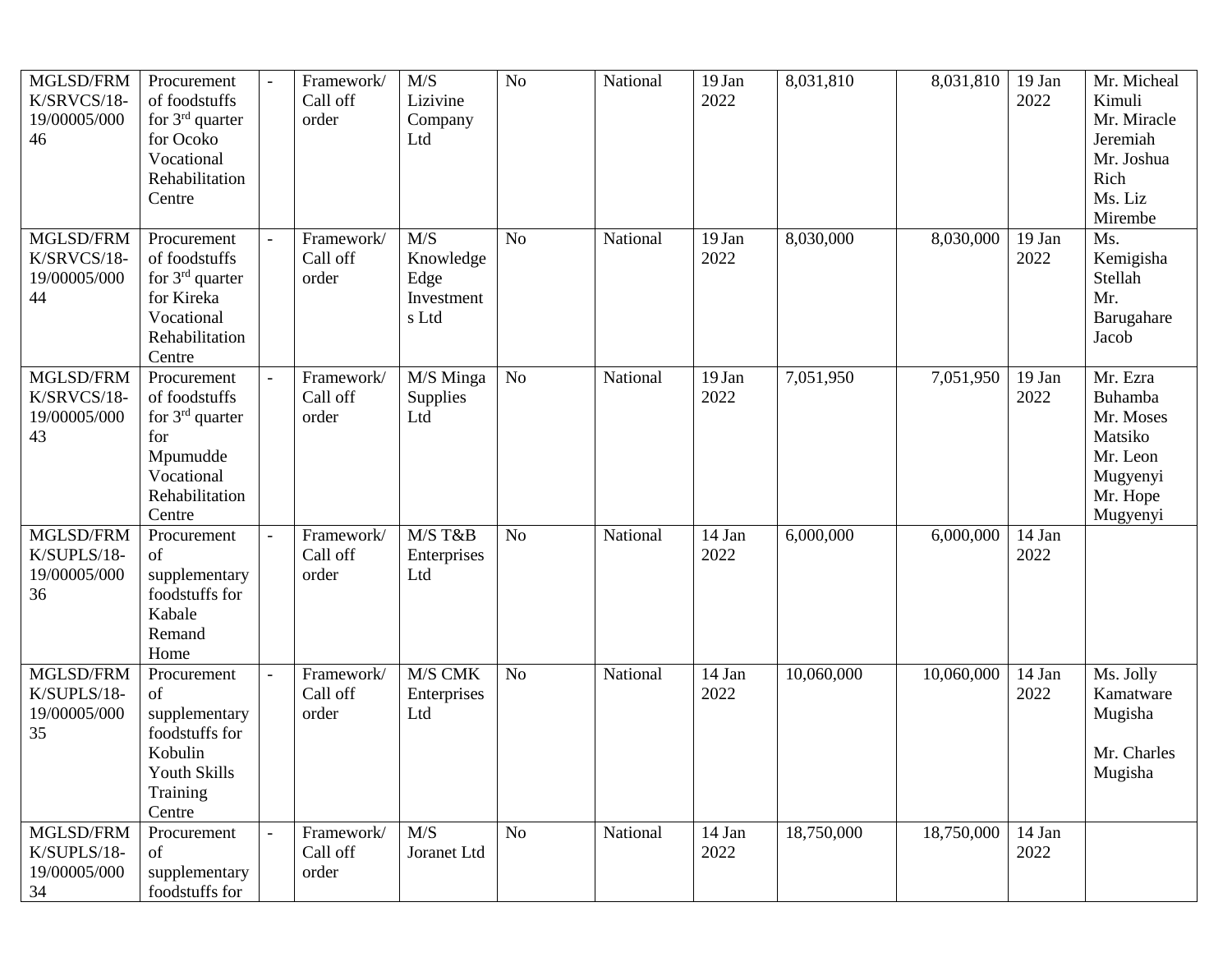| | | | | | | | | | | | |
|---|---|---|---|---|---|---|---|---|---|---|---|
| MGLSD/FRMK/SRVCS/18-19/00005/00046 | Procurement of foodstuffs for 3rd quarter for Ocoko Vocational Rehabilitation Centre | - | Framework/ Call off order | M/S Lizivine Company Ltd | No | National | 19 Jan 2022 | 8,031,810 | 8,031,810 | 19 Jan 2022 | Mr. Micheal Kimuli Mr. Miracle Jeremiah Mr. Joshua Rich Ms. Liz Mirembe |
| MGLSD/FRMK/SRVCS/18-19/00005/00044 | Procurement of foodstuffs for 3rd quarter for Kireka Vocational Rehabilitation Centre | - | Framework/ Call off order | M/S Knowledge Edge Investments Ltd | No | National | 19 Jan 2022 | 8,030,000 | 8,030,000 | 19 Jan 2022 | Ms. Kemigisha Stellah Mr. Barugahare Jacob |
| MGLSD/FRMK/SRVCS/18-19/00005/00043 | Procurement of foodstuffs for 3rd quarter for Mpumudde Vocational Rehabilitation Centre | - | Framework/ Call off order | M/S Minga Supplies Ltd | No | National | 19 Jan 2022 | 7,051,950 | 7,051,950 | 19 Jan 2022 | Mr. Ezra Buhamba Mr. Moses Matsiko Mr. Leon Mugyenyi Mr. Hope Mugyenyi |
| MGLSD/FRMK/SUPLS/18-19/00005/00036 | Procurement of supplementary foodstuffs for Kabale Remand Home | - | Framework/ Call off order | M/S T&B Enterprises Ltd | No | National | 14 Jan 2022 | 6,000,000 | 6,000,000 | 14 Jan 2022 | |
| MGLSD/FRMK/SUPLS/18-19/00005/00035 | Procurement of supplementary foodstuffs for Kobulin Youth Skills Training Centre | - | Framework/ Call off order | M/S CMK Enterprises Ltd | No | National | 14 Jan 2022 | 10,060,000 | 10,060,000 | 14 Jan 2022 | Ms. Jolly Kamatware Mugisha Mr. Charles Mugisha |
| MGLSD/FRMK/SUPLS/18-19/00005/00034 | Procurement of supplementary foodstuffs for | - | Framework/ Call off order | M/S Joranet Ltd | No | National | 14 Jan 2022 | 18,750,000 | 18,750,000 | 14 Jan 2022 | |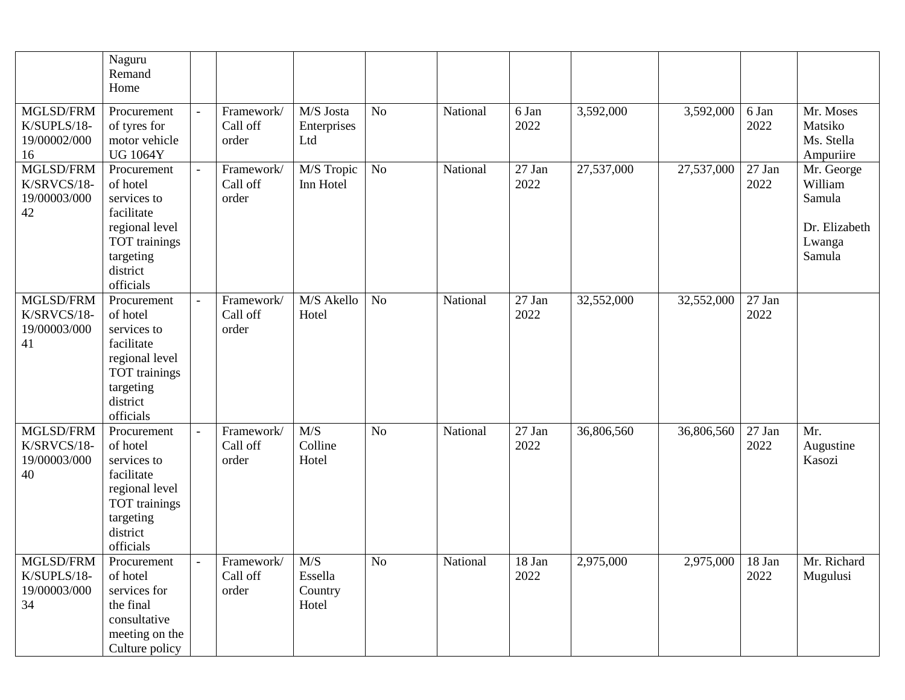| | | | | | | | | | | | |
|---|---|---|---|---|---|---|---|---|---|---|---|
| | Naguru Remand Home | | | | | | | | | | |
| MGLSD/FRMK/SUPLS/18-19/00002/00016 | Procurement of tyres for motor vehicle UG 1064Y | - | Framework/ Call off order | M/S Josta Enterprises Ltd | No | National | 6 Jan 2022 | 3,592,000 | 3,592,000 | 6 Jan 2022 | Mr. Moses Matsiko Ms. Stella Ampuriire |
| MGLSD/FRMK/SRVCS/18-19/00003/00042 | Procurement of hotel services to facilitate regional level TOT trainings targeting district officials | - | Framework/ Call off order | M/S Tropic Inn Hotel | No | National | 27 Jan 2022 | 27,537,000 | 27,537,000 | 27 Jan 2022 | Mr. George William Samula<br><br>Dr. Elizabeth Lwanga Samula |
| MGLSD/FRMK/SRVCS/18-19/00003/00041 | Procurement of hotel services to facilitate regional level TOT trainings targeting district officials | - | Framework/ Call off order | M/S Akello Hotel | No | National | 27 Jan 2022 | 32,552,000 | 32,552,000 | 27 Jan 2022 | |
| MGLSD/FRMK/SRVCS/18-19/00003/00040 | Procurement of hotel services to facilitate regional level TOT trainings targeting district officials | - | Framework/ Call off order | M/S Colline Hotel | No | National | 27 Jan 2022 | 36,806,560 | 36,806,560 | 27 Jan 2022 | Mr. Augustine Kasozi |
| MGLSD/FRMK/SUPLS/18-19/00003/00034 | Procurement of hotel services for the final consultative meeting on the Culture policy | - | Framework/ Call off order | M/S Essella Country Hotel | No | National | 18 Jan 2022 | 2,975,000 | 2,975,000 | 18 Jan 2022 | Mr. Richard Mugulusi |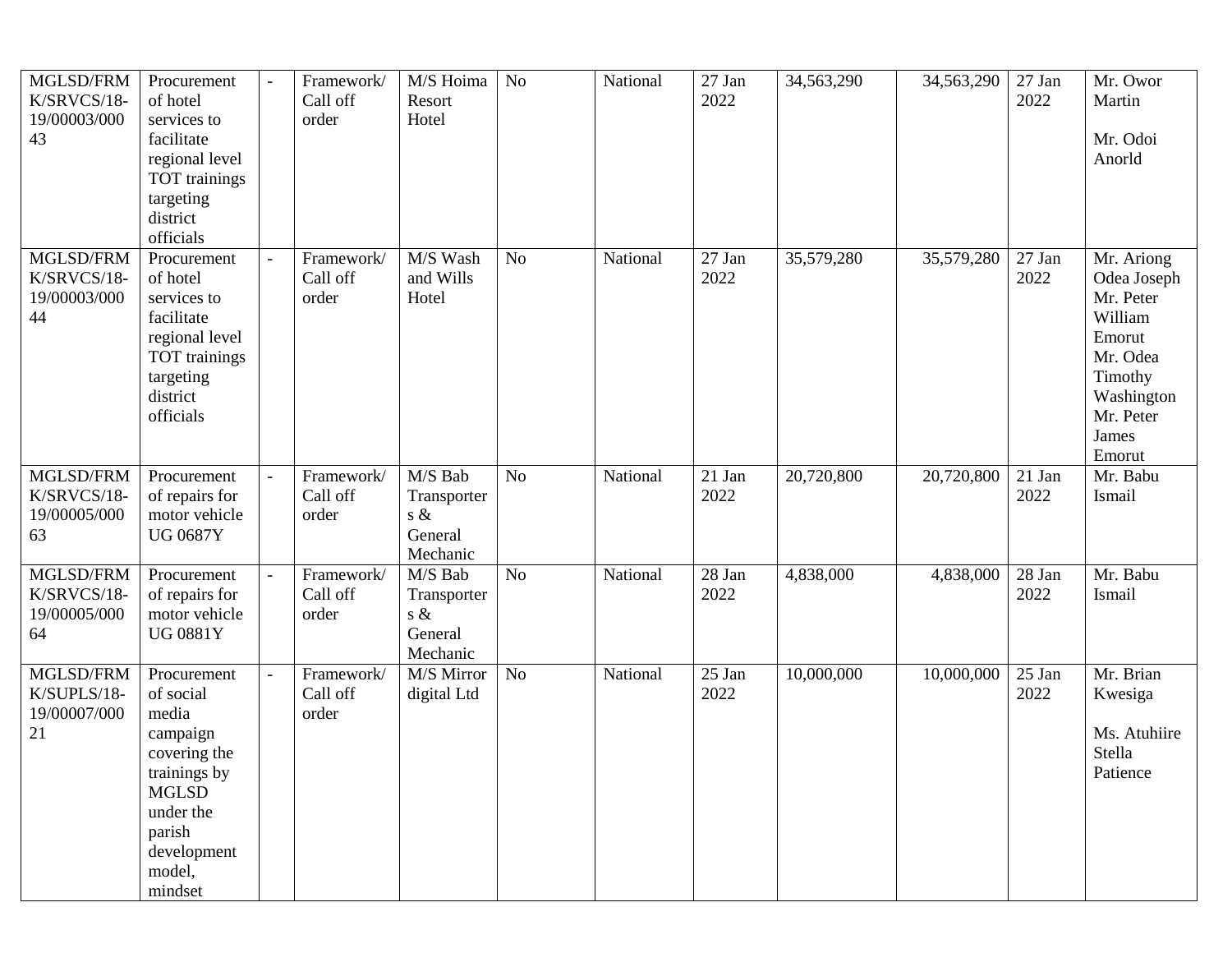| | | | | | | | | | | | |
|---|---|---|---|---|---|---|---|---|---|---|---|
| MGLSD/FRMK/SRVCS/18-19/00003/00043 | Procurement of hotel services to facilitate regional level TOT trainings targeting district officials | - | Framework/ Call off order | M/S Hoima Resort Hotel | No | National | 27 Jan 2022 | 34,563,290 | 34,563,290 | 27 Jan 2022 | Mr. Owor Martin<br><br>Mr. Odoi Anorld |
| MGLSD/FRMK/SRVCS/18-19/00003/00044 | Procurement of hotel services to facilitate regional level TOT trainings targeting district officials | - | Framework/ Call off order | M/S Wash and Wills Hotel | No | National | 27 Jan 2022 | 35,579,280 | 35,579,280 | 27 Jan 2022 | Mr. Ariong Odea Joseph<br>Mr. Peter William Emorut<br>Mr. Odea Timothy Washington<br>Mr. Peter James Emorut |
| MGLSD/FRMK/SRVCS/18-19/00005/00063 | Procurement of repairs for motor vehicle UG 0687Y | - | Framework/ Call off order | M/S Bab Transporters & General Mechanic | No | National | 21 Jan 2022 | 20,720,800 | 20,720,800 | 21 Jan 2022 | Mr. Babu Ismail |
| MGLSD/FRMK/SRVCS/18-19/00005/00064 | Procurement of repairs for motor vehicle UG 0881Y | - | Framework/ Call off order | M/S Bab Transporters & General Mechanic | No | National | 28 Jan 2022 | 4,838,000 | 4,838,000 | 28 Jan 2022 | Mr. Babu Ismail |
| MGLSD/FRMK/SUPLS/18-19/00007/00021 | Procurement of social media campaign covering the trainings by MGLSD under the parish development model, mindset | - | Framework/ Call off order | M/S Mirror digital Ltd | No | National | 25 Jan 2022 | 10,000,000 | 10,000,000 | 25 Jan 2022 | Mr. Brian Kwesiga<br><br>Ms. Atuhiire Stella Patience |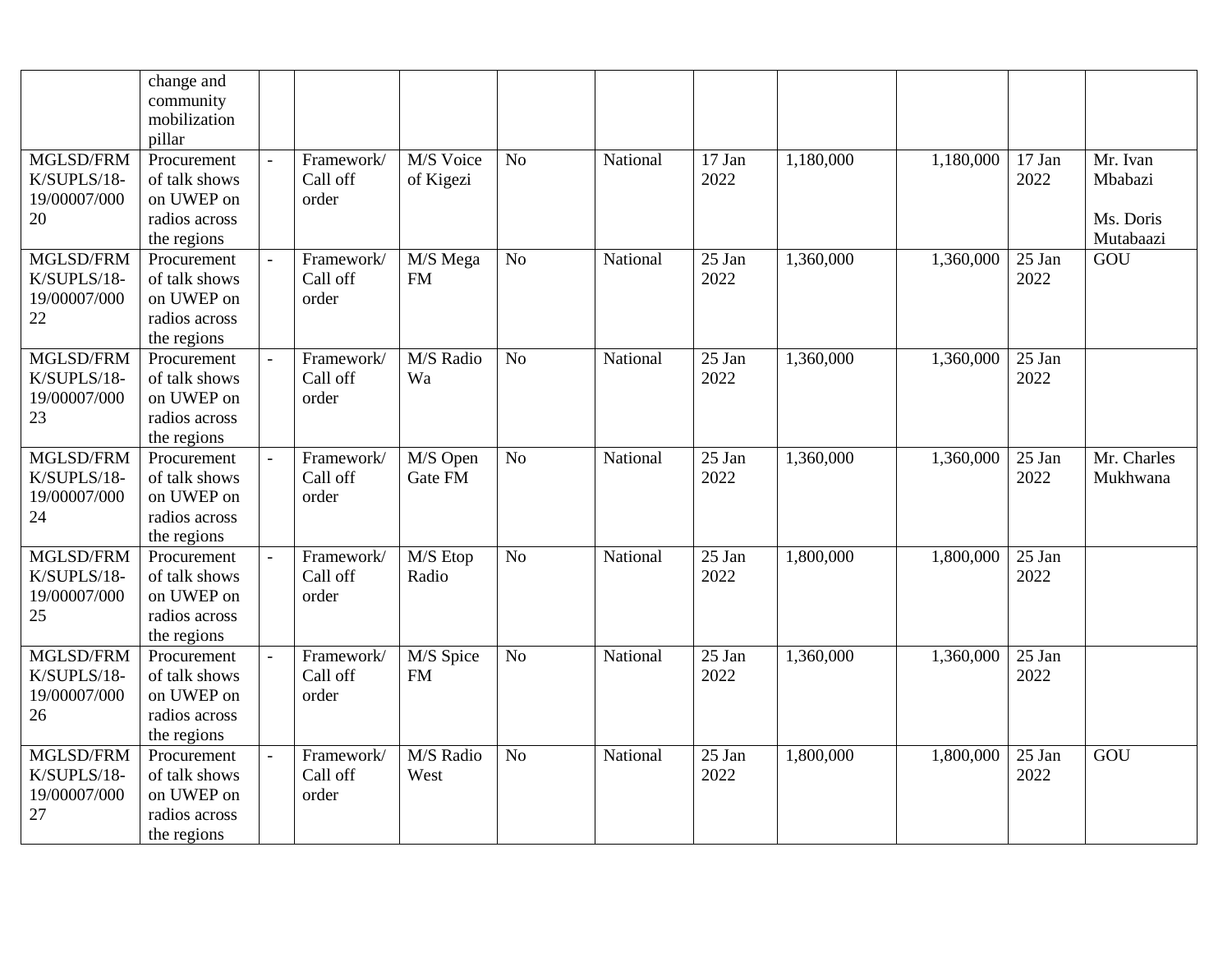| | | | | | | | | | | | |
|---|---|---|---|---|---|---|---|---|---|---|---|
| | change and community mobilization pillar | | | | | | | | | | |
| MGLSD/FRMK/SUPLS/18-19/00007/00020 | Procurement of talk shows on UWEP on radios across the regions | - | Framework/ Call off order | M/S Voice of Kigezi | No | National | 17 Jan 2022 | 1,180,000 | 1,180,000 | 17 Jan 2022 | Mr. Ivan Mbabazi<br><br>Ms. Doris Mutabaazi |
| MGLSD/FRMK/SUPLS/18-19/00007/00022 | Procurement of talk shows on UWEP on radios across the regions | - | Framework/ Call off order | M/S Mega FM | No | National | 25 Jan 2022 | 1,360,000 | 1,360,000 | 25 Jan 2022 | GOU |
| MGLSD/FRMK/SUPLS/18-19/00007/00023 | Procurement of talk shows on UWEP on radios across the regions | - | Framework/ Call off order | M/S Radio Wa | No | National | 25 Jan 2022 | 1,360,000 | 1,360,000 | 25 Jan 2022 | |
| MGLSD/FRMK/SUPLS/18-19/00007/00024 | Procurement of talk shows on UWEP on radios across the regions | - | Framework/ Call off order | M/S Open Gate FM | No | National | 25 Jan 2022 | 1,360,000 | 1,360,000 | 25 Jan 2022 | Mr. Charles Mukhwana |
| MGLSD/FRMK/SUPLS/18-19/00007/00025 | Procurement of talk shows on UWEP on radios across the regions | - | Framework/ Call off order | M/S Etop Radio | No | National | 25 Jan 2022 | 1,800,000 | 1,800,000 | 25 Jan 2022 | |
| MGLSD/FRMK/SUPLS/18-19/00007/00026 | Procurement of talk shows on UWEP on radios across the regions | - | Framework/ Call off order | M/S Spice FM | No | National | 25 Jan 2022 | 1,360,000 | 1,360,000 | 25 Jan 2022 | |
| MGLSD/FRMK/SUPLS/18-19/00007/00027 | Procurement of talk shows on UWEP on radios across the regions | - | Framework/ Call off order | M/S Radio West | No | National | 25 Jan 2022 | 1,800,000 | 1,800,000 | 25 Jan 2022 | GOU |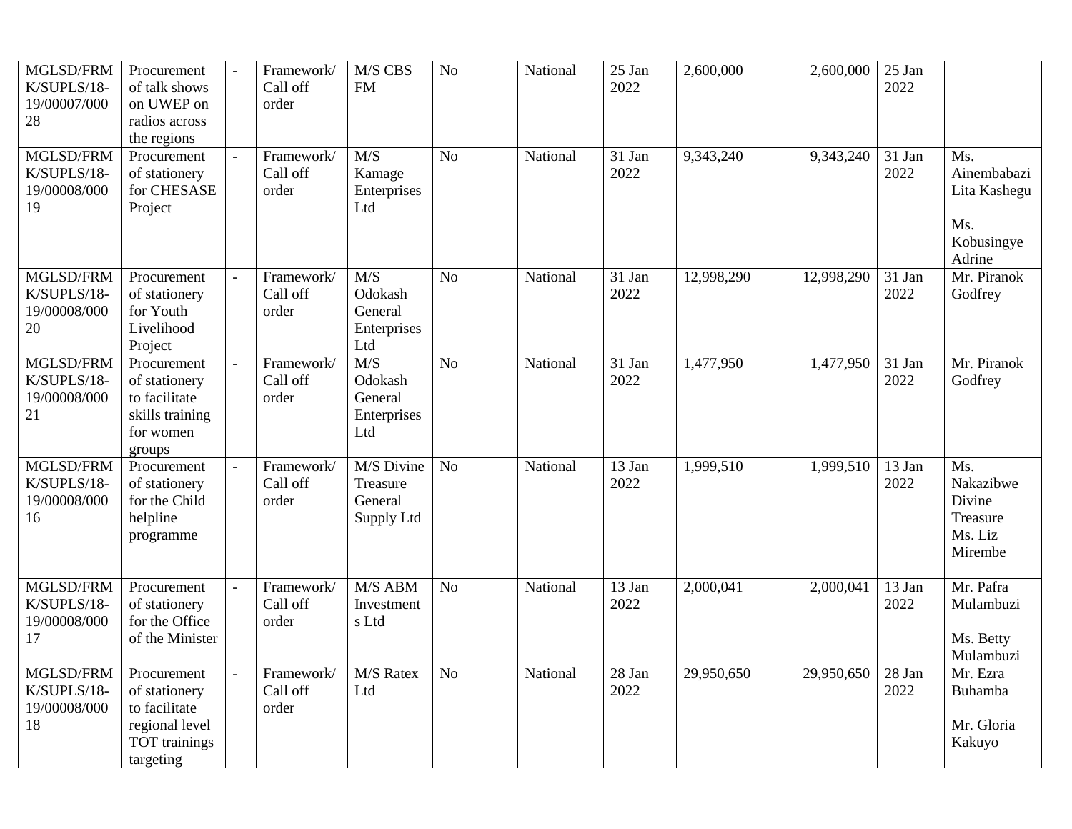| | | | | | | | | | | | |
|---|---|---|---|---|---|---|---|---|---|---|---|
| MGLSD/FRMK/SUPLS/18-19/00007/00028 | Procurement of talk shows on UWEP on radios across the regions | - | Framework/ Call off order | M/S CBS FM | No | National | 25 Jan 2022 | 2,600,000 | 2,600,000 | 25 Jan 2022 | |
| MGLSD/FRMK/SUPLS/18-19/00008/00019 | Procurement of stationery for CHESASE Project | - | Framework/ Call off order | M/S Kamage Enterprises Ltd | No | National | 31 Jan 2022 | 9,343,240 | 9,343,240 | 31 Jan 2022 | Ms. Ainembabazi Lita Kashegu<br><br>Ms. Kobusingye Adrine |
| MGLSD/FRMK/SUPLS/18-19/00008/00020 | Procurement of stationery for Youth Livelihood Project | - | Framework/ Call off order | M/S Odokash General Enterprises Ltd | No | National | 31 Jan 2022 | 12,998,290 | 12,998,290 | 31 Jan 2022 | Mr. Piranok Godfrey |
| MGLSD/FRMK/SUPLS/18-19/00008/00021 | Procurement of stationery to facilitate skills training for women groups | - | Framework/ Call off order | M/S Odokash General Enterprises Ltd | No | National | 31 Jan 2022 | 1,477,950 | 1,477,950 | 31 Jan 2022 | Mr. Piranok Godfrey |
| MGLSD/FRMK/SUPLS/18-19/00008/00016 | Procurement of stationery for the Child helpline programme | - | Framework/ Call off order | M/S Divine Treasure General Supply Ltd | No | National | 13 Jan 2022 | 1,999,510 | 1,999,510 | 13 Jan 2022 | Ms. Nakazibwe Divine Treasure Ms. Liz Mirembe |
| MGLSD/FRMK/SUPLS/18-19/00008/00017 | Procurement of stationery for the Office of the Minister | - | Framework/ Call off order | M/S ABM Investments Ltd | No | National | 13 Jan 2022 | 2,000,041 | 2,000,041 | 13 Jan 2022 | Mr. Pafra Mulambuzi<br><br>Ms. Betty Mulambuzi |
| MGLSD/FRMK/SUPLS/18-19/00008/00018 | Procurement of stationery to facilitate regional level TOT trainings targeting | - | Framework/ Call off order | M/S Ratex Ltd | No | National | 28 Jan 2022 | 29,950,650 | 29,950,650 | 28 Jan 2022 | Mr. Ezra Buhamba<br><br>Mr. Gloria Kakuyo |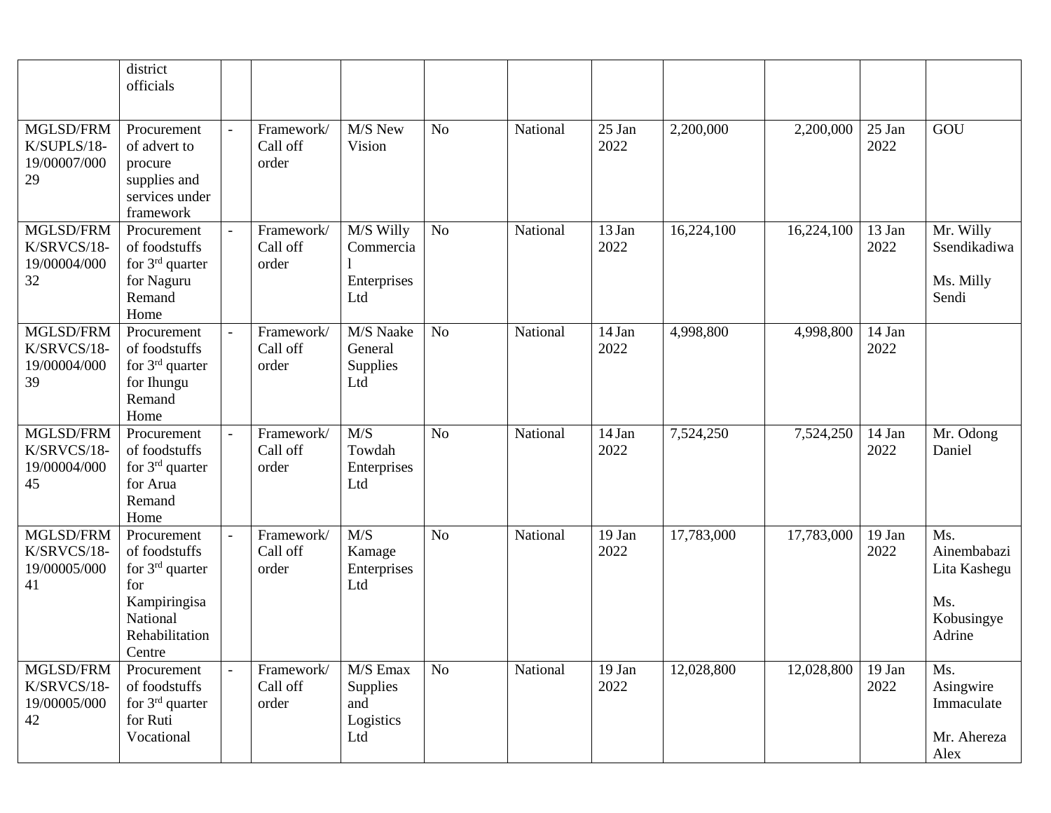| | | | | | | | | | | | |
|---|---|---|---|---|---|---|---|---|---|---|---|
| | district officials | | | | | | | | | | |
| MGLSD/FRMK/SUPLS/18-19/00007/00029 | Procurement of advert to procure supplies and services under framework | - | Framework/ Call off order | M/S New Vision | No | National | 25 Jan 2022 | 2,200,000 | 2,200,000 | 25 Jan 2022 | GOU |
| MGLSD/FRMK/SRVCS/18-19/00004/00032 | Procurement of foodstuffs for 3rd quarter for Naguru Remand Home | - | Framework/ Call off order | M/S Willy Commercial Enterprises Ltd | No | National | 13 Jan 2022 | 16,224,100 | 16,224,100 | 13 Jan 2022 | Mr. Willy Ssendikadiwa<br><br>Ms. Milly Sendi |
| MGLSD/FRMK/SRVCS/18-19/00004/00039 | Procurement of foodstuffs for 3rd quarter for Ihungu Remand Home | - | Framework/ Call off order | M/S Naake General Supplies Ltd | No | National | 14 Jan 2022 | 4,998,800 | 4,998,800 | 14 Jan 2022 | |
| MGLSD/FRMK/SRVCS/18-19/00004/00045 | Procurement of foodstuffs for 3rd quarter for Arua Remand Home | - | Framework/ Call off order | M/S Towdah Enterprises Ltd | No | National | 14 Jan 2022 | 7,524,250 | 7,524,250 | 14 Jan 2022 | Mr. Odong Daniel |
| MGLSD/FRMK/SRVCS/18-19/00005/00041 | Procurement of foodstuffs for 3rd quarter for Kampiringisa National Rehabilitation Centre | - | Framework/ Call off order | M/S Kamage Enterprises Ltd | No | National | 19 Jan 2022 | 17,783,000 | 17,783,000 | 19 Jan 2022 | Ms. Ainembabazi Lita Kashegu<br><br>Ms. Kobusingye Adrine |
| MGLSD/FRMK/SRVCS/18-19/00005/00042 | Procurement of foodstuffs for 3rd quarter for Ruti Vocational | - | Framework/ Call off order | M/S Emax Supplies and Logistics Ltd | No | National | 19 Jan 2022 | 12,028,800 | 12,028,800 | 19 Jan 2022 | Ms. Asingwire Immaculate<br><br>Mr. Ahereza Alex |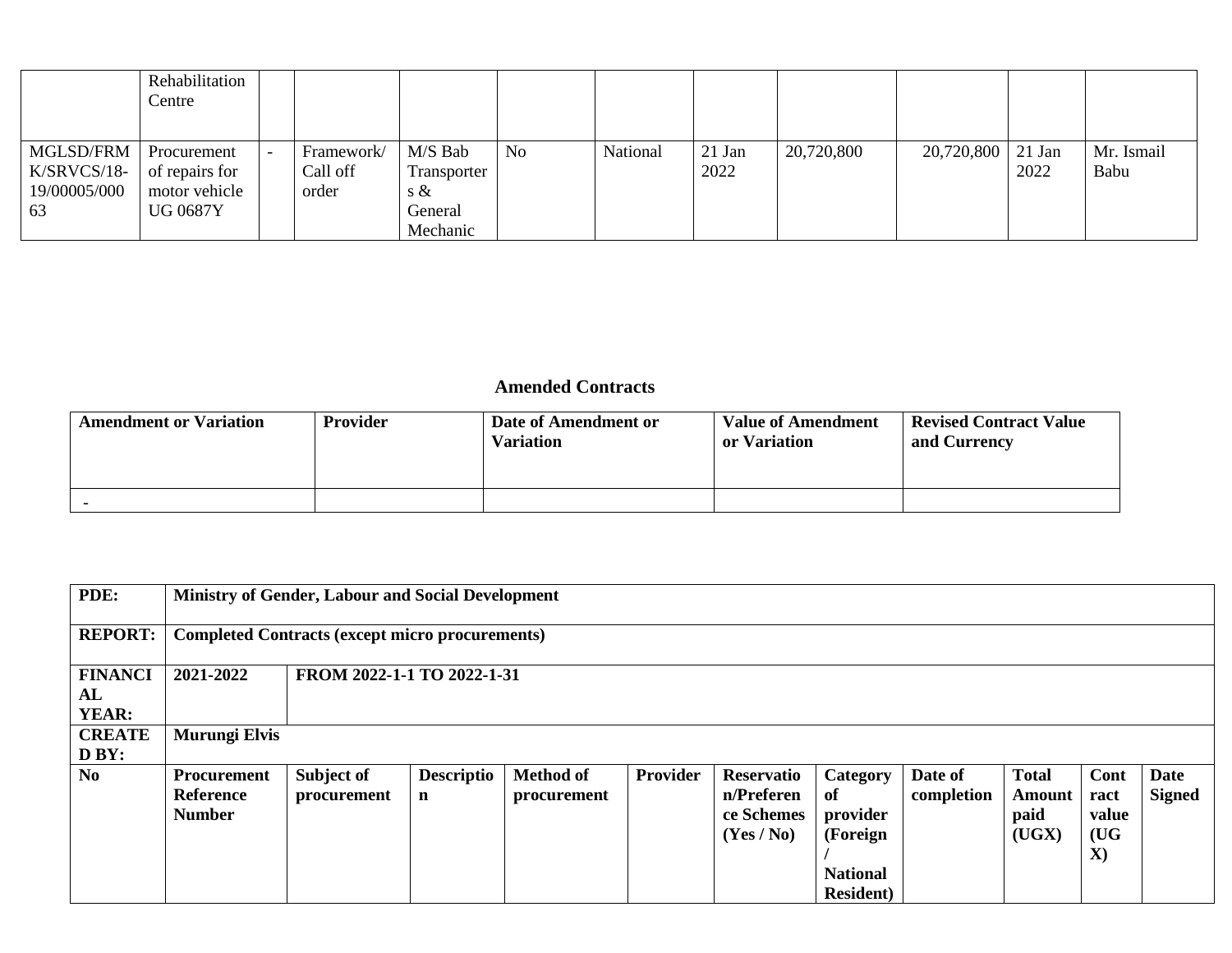| | | | | | | | | | | | |
|---|---|---|---|---|---|---|---|---|---|---|---|
| | Rehabilitation Centre | | | | | | | | | | |
| MGLSD/FRMK/SRVCS/18-19/00005/00063 | Procurement of repairs for motor vehicle UG 0687Y | - | Framework/ Call off order | M/S Bab Transporters & General Mechanic | No | National | 21 Jan 2022 | 20,720,800 | 20,720,800 | 21 Jan 2022 | Mr. Ismail Babu |

## Amended Contracts

| Amendment or Variation | Provider | Date of Amendment or Variation | Value of Amendment or Variation | Revised Contract Value and Currency |
|---|---|---|---|---|
| - | | | | |

| | | | | | | | | | | | |
|---|---|---|---|---|---|---|---|---|---|---|---|
| **PDE:** | **Ministry of Gender, Labour and Social Development** | | | | | | | | | | |
| **REPORT:** | **Completed Contracts (except micro procurements)** | | | | | | | | | | |
| **FINANCIAL YEAR:** | **2021-2022** | **FROM 2022-1-1 TO 2022-1-31** | | | | | | | | | |
| **CREATED BY:** | **Murungi Elvis** | | | | | | | | | | |
| **No** | **Procurement Reference Number** | **Subject of procurement** | **Description** | **Method of procurement** | **Provider** | **Reservation/Preference Schemes (Yes / No)** | **Category of provider (Foreign / National Resident)** | **Date of completion** | **Total Amount paid (UGX)** | **Contract value (UGX)** | **Date Signed** |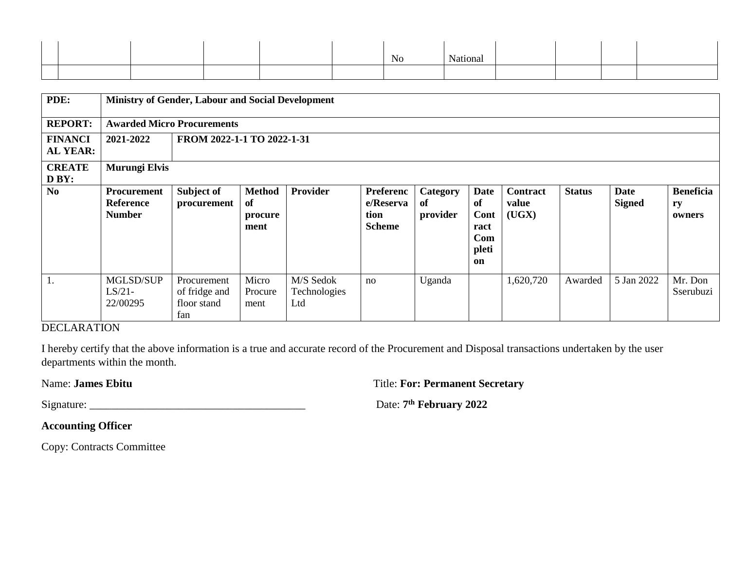| | | | | | | | | | | | |
|---|---|---|---|---|---|---|---|---|---|---|---|
| | | | | | | No | National | | | | |
| | | | | | | | | | | | |

| PDE: | Ministry of Gender, Labour and Social Development | | | | | | | | | | |
|---|---|---|---|---|---|---|---|---|---|---|---|
| **REPORT:** | **Awarded Micro Procurements** | | | | | | | | | | |
| **FINANCIAL YEAR:** | **2021-2022** | **FROM 2022-1-1 TO 2022-1-31** | | | | | | | | | |
| **CREATED BY:** | **Murungi Elvis** | | | | | | | | | | |
| **No** | **Procurement Reference Number** | **Subject of procurement** | **Method of procurement** | **Provider** | **Preference/Reservation Scheme** | **Category of provider** | **Date of Contract Completion** | **Contract value (UGX)** | **Status** | **Date Signed** | **Beneficiary owners** |
| 1. | MGLSD/SUPLS/21-22/00295 | Procurement of fridge and floor stand fan | Micro Procurement | M/S Sedok Technologies Ltd | no | Uganda | | 1,620,720 | Awarded | 5 Jan 2022 | Mr. Don Sserubuzi |

DECLARATION

I hereby certify that the above information is a true and accurate record of the Procurement and Disposal transactions undertaken by the user departments within the month.

Name: **James Ebitu** Title: **For: Permanent Secretary**

Signature: ________________________________________ Date: **7th February 2022**

**Accounting Officer**

Copy: Contracts Committee